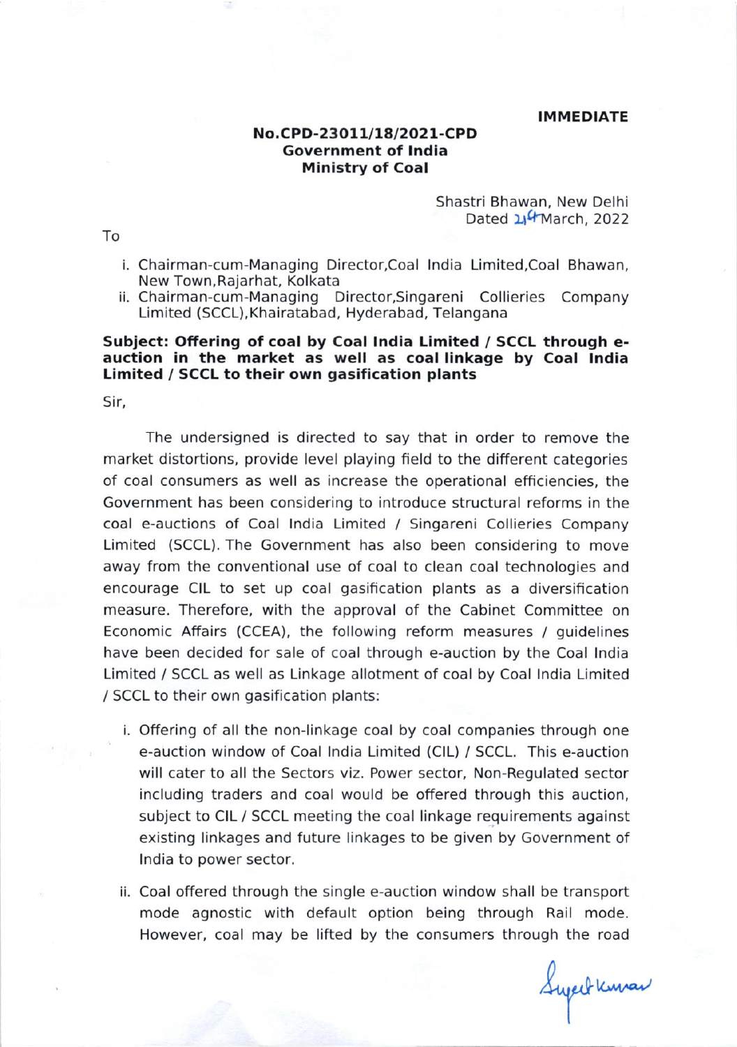**IMMEDIATE**

**No.CPD-23011/18/2021-CPD**
**Government of India**
**Ministry of Coal**

Shastri Bhawan, New Delhi
Dated 24th March, 2022

To

i. Chairman-cum-Managing Director,Coal India Limited,Coal Bhawan, New Town,Rajarhat, Kolkata
ii. Chairman-cum-Managing Director,Singareni Collieries Company Limited (SCCL),Khairatabad, Hyderabad, Telangana

**Subject: Offering of coal by Coal India Limited / SCCL through e-auction in the market as well as coal linkage by Coal India Limited / SCCL to their own gasification plants**

Sir,

The undersigned is directed to say that in order to remove the market distortions, provide level playing field to the different categories of coal consumers as well as increase the operational efficiencies, the Government has been considering to introduce structural reforms in the coal e-auctions of Coal India Limited / Singareni Collieries Company Limited (SCCL). The Government has also been considering to move away from the conventional use of coal to clean coal technologies and encourage CIL to set up coal gasification plants as a diversification measure. Therefore, with the approval of the Cabinet Committee on Economic Affairs (CCEA), the following reform measures / guidelines have been decided for sale of coal through e-auction by the Coal India Limited / SCCL as well as Linkage allotment of coal by Coal India Limited / SCCL to their own gasification plants:

i. Offering of all the non-linkage coal by coal companies through one e-auction window of Coal India Limited (CIL) / SCCL. This e-auction will cater to all the Sectors viz. Power sector, Non-Regulated sector including traders and coal would be offered through this auction, subject to CIL / SCCL meeting the coal linkage requirements against existing linkages and future linkages to be given by Government of India to power sector.

ii. Coal offered through the single e-auction window shall be transport mode agnostic with default option being through Rail mode. However, coal may be lifted by the consumers through the road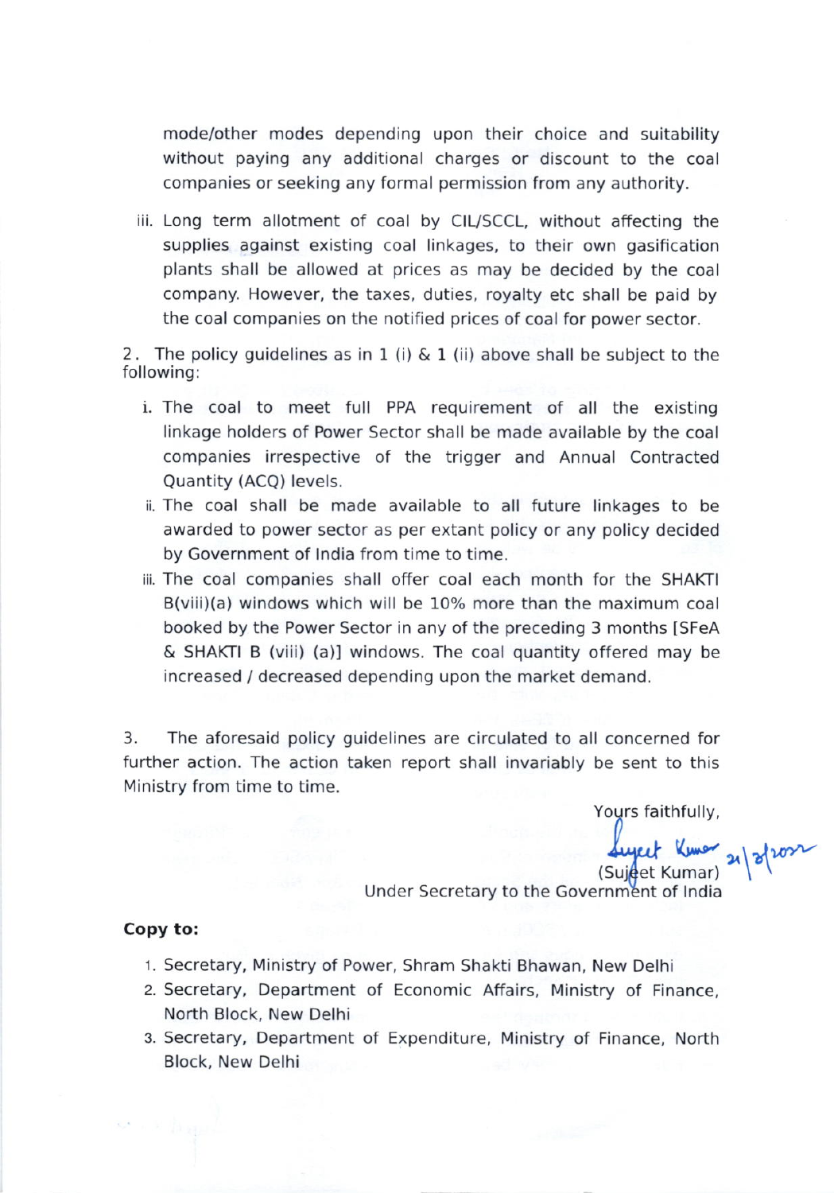mode/other modes depending upon their choice and suitability without paying any additional charges or discount to the coal companies or seeking any formal permission from any authority.

iii. Long term allotment of coal by CIL/SCCL, without affecting the supplies against existing coal linkages, to their own gasification plants shall be allowed at prices as may be decided by the coal company. However, the taxes, duties, royalty etc shall be paid by the coal companies on the notified prices of coal for power sector.

2. The policy guidelines as in 1 (i) & 1 (ii) above shall be subject to the following:

i. The coal to meet full PPA requirement of all the existing linkage holders of Power Sector shall be made available by the coal companies irrespective of the trigger and Annual Contracted Quantity (ACQ) levels.

ii. The coal shall be made available to all future linkages to be awarded to power sector as per extant policy or any policy decided by Government of India from time to time.

iii. The coal companies shall offer coal each month for the SHAKTI B(viii)(a) windows which will be 10% more than the maximum coal booked by the Power Sector in any of the preceding 3 months [SFeA & SHAKTI B (viii) (a)] windows. The coal quantity offered may be increased / decreased depending upon the market demand.

3. The aforesaid policy guidelines are circulated to all concerned for further action. The action taken report shall invariably be sent to this Ministry from time to time.

Yours faithfully,

Sujeet Kumar 21/3/2022

(Sujeet Kumar)
Under Secretary to the Government of India

**Copy to:**

1. Secretary, Ministry of Power, Shram Shakti Bhawan, New Delhi
2. Secretary, Department of Economic Affairs, Ministry of Finance, North Block, New Delhi
3. Secretary, Department of Expenditure, Ministry of Finance, North Block, New Delhi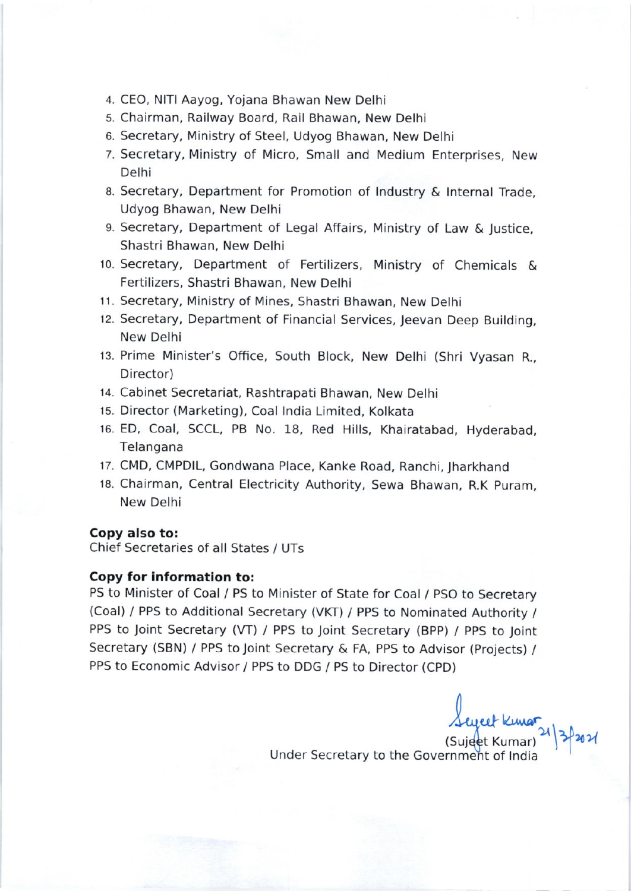4. CEO, NITI Aayog, Yojana Bhawan New Delhi
5. Chairman, Railway Board, Rail Bhawan, New Delhi
6. Secretary, Ministry of Steel, Udyog Bhawan, New Delhi
7. Secretary, Ministry of Micro, Small and Medium Enterprises, New Delhi
8. Secretary, Department for Promotion of Industry & Internal Trade, Udyog Bhawan, New Delhi
9. Secretary, Department of Legal Affairs, Ministry of Law & Justice, Shastri Bhawan, New Delhi
10. Secretary, Department of Fertilizers, Ministry of Chemicals & Fertilizers, Shastri Bhawan, New Delhi
11. Secretary, Ministry of Mines, Shastri Bhawan, New Delhi
12. Secretary, Department of Financial Services, Jeevan Deep Building, New Delhi
13. Prime Minister's Office, South Block, New Delhi (Shri Vyasan R., Director)
14. Cabinet Secretariat, Rashtrapati Bhawan, New Delhi
15. Director (Marketing), Coal India Limited, Kolkata
16. ED, Coal, SCCL, PB No. 18, Red Hills, Khairatabad, Hyderabad, Telangana
17. CMD, CMPDIL, Gondwana Place, Kanke Road, Ranchi, Jharkhand
18. Chairman, Central Electricity Authority, Sewa Bhawan, R.K Puram, New Delhi

**Copy also to:**
Chief Secretaries of all States / UTs

**Copy for information to:**
PS to Minister of Coal / PS to Minister of State for Coal / PSO to Secretary (Coal) / PPS to Additional Secretary (VKT) / PPS to Nominated Authority / PPS to Joint Secretary (VT) / PPS to Joint Secretary (BPP) / PPS to Joint Secretary (SBN) / PPS to Joint Secretary & FA, PPS to Advisor (Projects) / PPS to Economic Advisor / PPS to DDG / PS to Director (CPD)

Sujeet Kumar 21/3/2021
(Sujeet Kumar)
Under Secretary to the Government of India